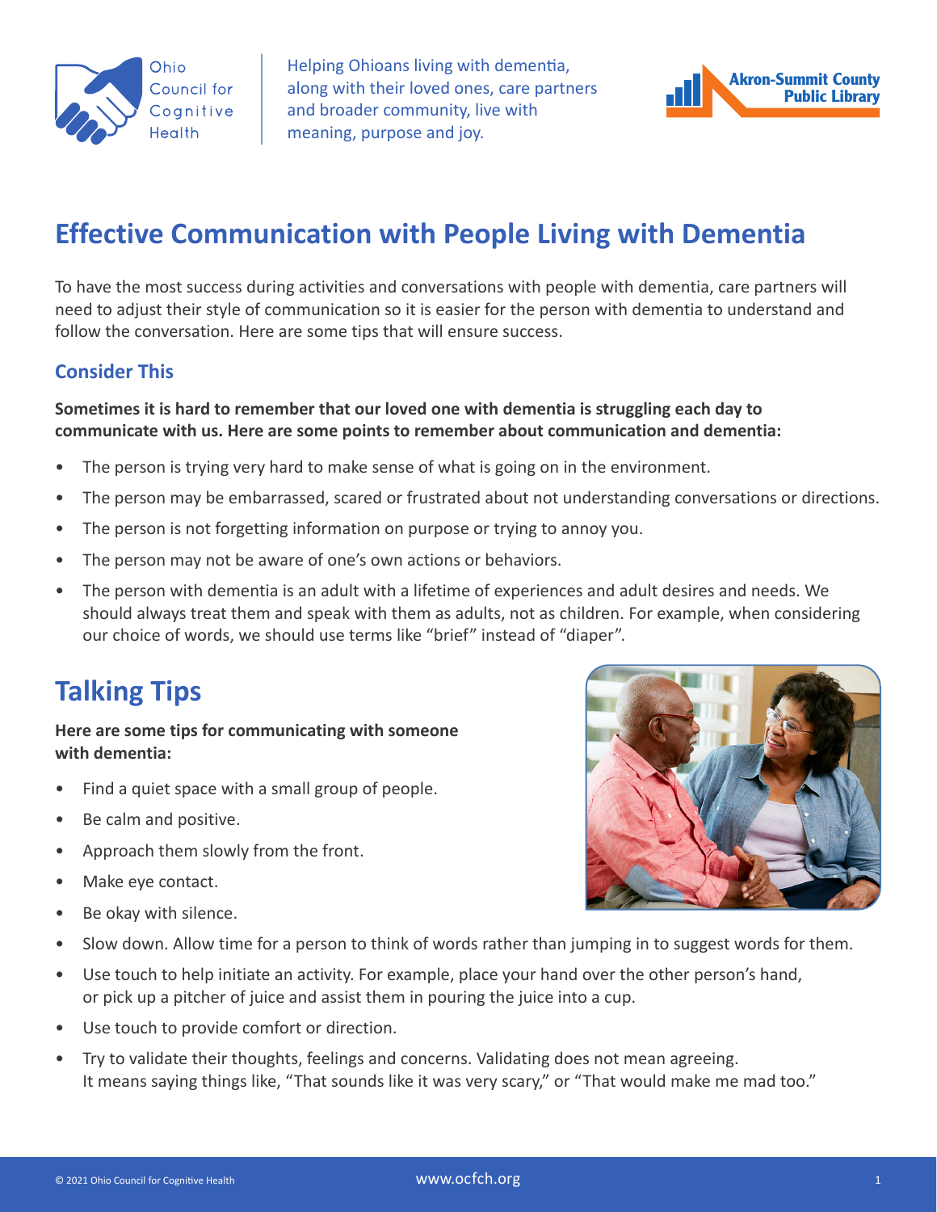Ohio Council for Cognitive Health

Helping Ohioans living with dementia, along with their loved ones, care partners and broader community, live with meaning, purpose and joy.

Akron-Summit County Public Library

# Effective Communication with People Living with Dementia

To have the most success during activities and conversations with people with dementia, care partners will need to adjust their style of communication so it is easier for the person with dementia to understand and follow the conversation. Here are some tips that will ensure success.

### Consider This

**Sometimes it is hard to remember that our loved one with dementia is struggling each day to communicate with us. Here are some points to remember about communication and dementia:**

- The person is trying very hard to make sense of what is going on in the environment.
- The person may be embarrassed, scared or frustrated about not understanding conversations or directions.
- The person is not forgetting information on purpose or trying to annoy you.
- The person may not be aware of one's own actions or behaviors.
- The person with dementia is an adult with a lifetime of experiences and adult desires and needs. We should always treat them and speak with them as adults, not as children. For example, when considering our choice of words, we should use terms like "brief" instead of "diaper".

## Talking Tips

**Here are some tips for communicating with someone with dementia:**

- Find a quiet space with a small group of people.
- Be calm and positive.
- Approach them slowly from the front.
- Make eye contact.
- Be okay with silence.
- Slow down. Allow time for a person to think of words rather than jumping in to suggest words for them.
- Use touch to help initiate an activity. For example, place your hand over the other person's hand, or pick up a pitcher of juice and assist them in pouring the juice into a cup.
- Use touch to provide comfort or direction.
- Try to validate their thoughts, feelings and concerns. Validating does not mean agreeing. It means saying things like, "That sounds like it was very scary," or "That would make me mad too."

© 2021 Ohio Council for Cognitive Health www.ocfch.org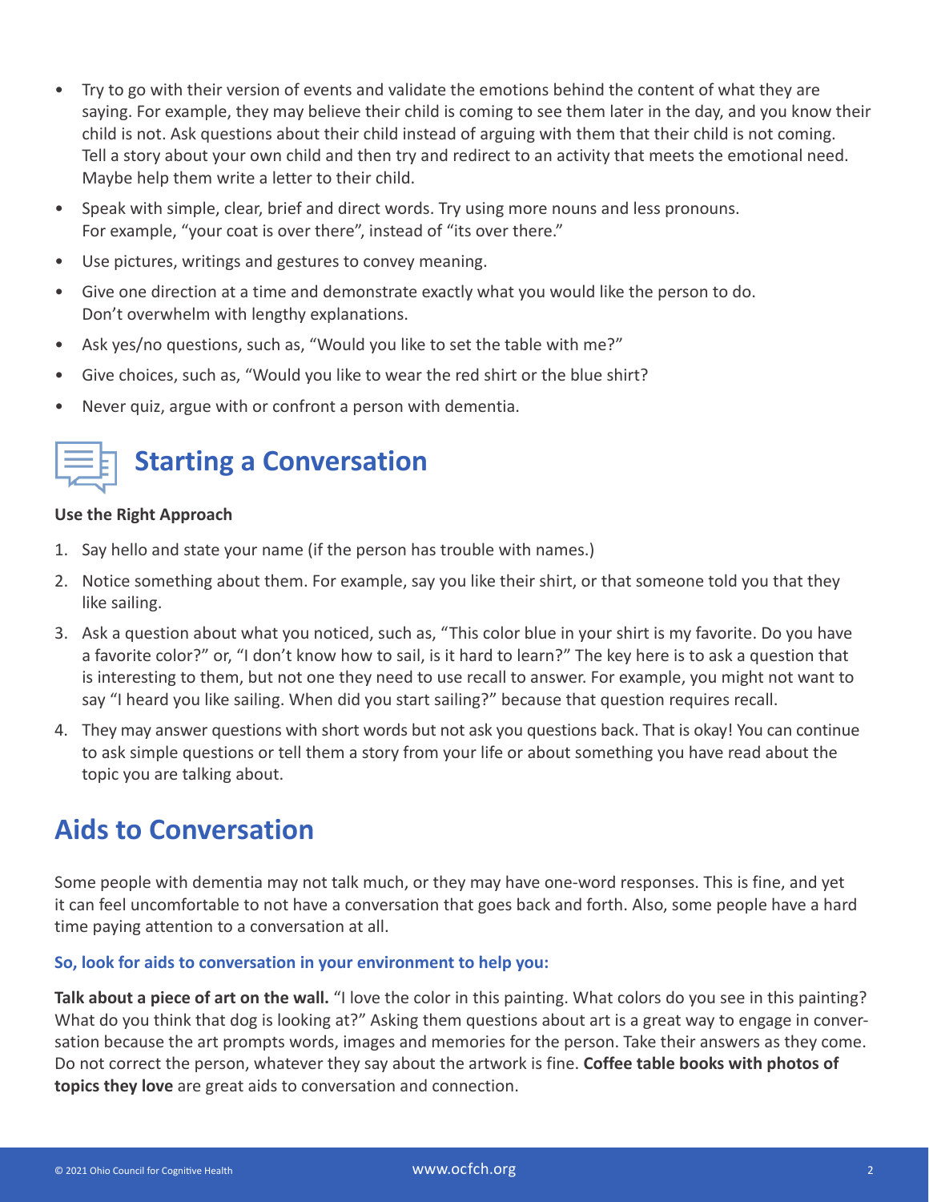- Try to go with their version of events and validate the emotions behind the content of what they are saying. For example, they may believe their child is coming to see them later in the day, and you know their child is not. Ask questions about their child instead of arguing with them that their child is not coming. Tell a story about your own child and then try and redirect to an activity that meets the emotional need. Maybe help them write a letter to their child.
- Speak with simple, clear, brief and direct words. Try using more nouns and less pronouns. For example, "your coat is over there", instead of "its over there."
- Use pictures, writings and gestures to convey meaning.
- Give one direction at a time and demonstrate exactly what you would like the person to do. Don't overwhelm with lengthy explanations.
- Ask yes/no questions, such as, "Would you like to set the table with me?"
- Give choices, such as, "Would you like to wear the red shirt or the blue shirt?
- Never quiz, argue with or confront a person with dementia.

## Starting a Conversation

**Use the Right Approach**

1. Say hello and state your name (if the person has trouble with names.)
2. Notice something about them. For example, say you like their shirt, or that someone told you that they like sailing.
3. Ask a question about what you noticed, such as, "This color blue in your shirt is my favorite. Do you have a favorite color?" or, "I don't know how to sail, is it hard to learn?" The key here is to ask a question that is interesting to them, but not one they need to use recall to answer. For example, you might not want to say "I heard you like sailing. When did you start sailing?" because that question requires recall.
4. They may answer questions with short words but not ask you questions back. That is okay! You can continue to ask simple questions or tell them a story from your life or about something you have read about the topic you are talking about.

## Aids to Conversation

Some people with dementia may not talk much, or they may have one-word responses. This is fine, and yet it can feel uncomfortable to not have a conversation that goes back and forth. Also, some people have a hard time paying attention to a conversation at all.

**So, look for aids to conversation in your environment to help you:**

**Talk about a piece of art on the wall.** "I love the color in this painting. What colors do you see in this painting? What do you think that dog is looking at?" Asking them questions about art is a great way to engage in conversation because the art prompts words, images and memories for the person. Take their answers as they come. Do not correct the person, whatever they say about the artwork is fine. **Coffee table books with photos of topics they love** are great aids to conversation and connection.